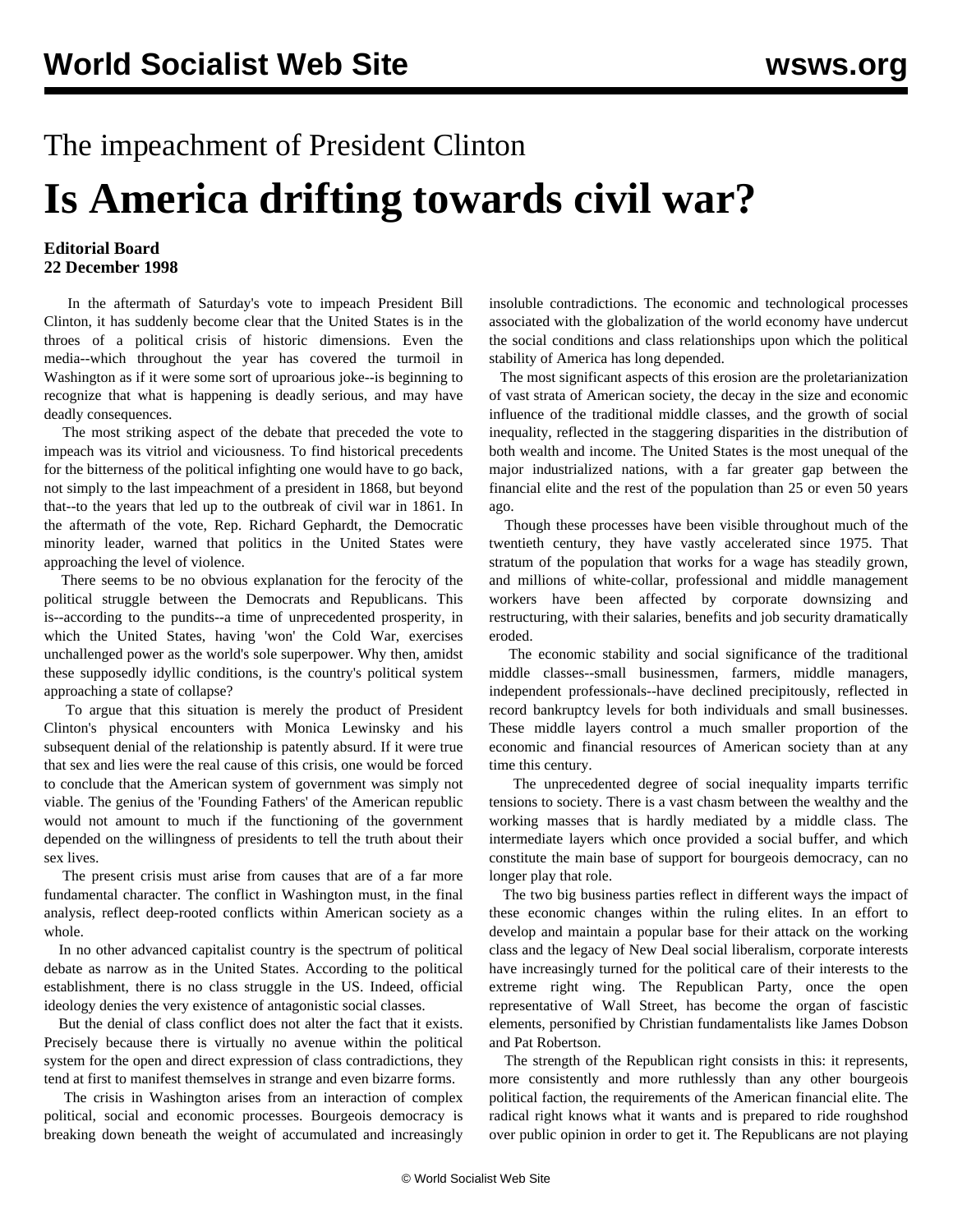# The impeachment of President Clinton

# Is America drifting towards civil war?

**Editorial Board**
**22 December 1998**

In the aftermath of Saturday's vote to impeach President Bill Clinton, it has suddenly become clear that the United States is in the throes of a political crisis of historic dimensions. Even the media--which throughout the year has covered the turmoil in Washington as if it were some sort of uproarious joke--is beginning to recognize that what is happening is deadly serious, and may have deadly consequences.

The most striking aspect of the debate that preceded the vote to impeach was its vitriol and viciousness. To find historical precedents for the bitterness of the political infighting one would have to go back, not simply to the last impeachment of a president in 1868, but beyond that--to the years that led up to the outbreak of civil war in 1861. In the aftermath of the vote, Rep. Richard Gephardt, the Democratic minority leader, warned that politics in the United States were approaching the level of violence.

There seems to be no obvious explanation for the ferocity of the political struggle between the Democrats and Republicans. This is--according to the pundits--a time of unprecedented prosperity, in which the United States, having 'won' the Cold War, exercises unchallenged power as the world's sole superpower. Why then, amidst these supposedly idyllic conditions, is the country's political system approaching a state of collapse?

To argue that this situation is merely the product of President Clinton's physical encounters with Monica Lewinsky and his subsequent denial of the relationship is patently absurd. If it were true that sex and lies were the real cause of this crisis, one would be forced to conclude that the American system of government was simply not viable. The genius of the 'Founding Fathers' of the American republic would not amount to much if the functioning of the government depended on the willingness of presidents to tell the truth about their sex lives.

The present crisis must arise from causes that are of a far more fundamental character. The conflict in Washington must, in the final analysis, reflect deep-rooted conflicts within American society as a whole.

In no other advanced capitalist country is the spectrum of political debate as narrow as in the United States. According to the political establishment, there is no class struggle in the US. Indeed, official ideology denies the very existence of antagonistic social classes.

But the denial of class conflict does not alter the fact that it exists. Precisely because there is virtually no avenue within the political system for the open and direct expression of class contradictions, they tend at first to manifest themselves in strange and even bizarre forms.

The crisis in Washington arises from an interaction of complex political, social and economic processes. Bourgeois democracy is breaking down beneath the weight of accumulated and increasingly insoluble contradictions. The economic and technological processes associated with the globalization of the world economy have undercut the social conditions and class relationships upon which the political stability of America has long depended.

The most significant aspects of this erosion are the proletarianization of vast strata of American society, the decay in the size and economic influence of the traditional middle classes, and the growth of social inequality, reflected in the staggering disparities in the distribution of both wealth and income. The United States is the most unequal of the major industrialized nations, with a far greater gap between the financial elite and the rest of the population than 25 or even 50 years ago.

Though these processes have been visible throughout much of the twentieth century, they have vastly accelerated since 1975. That stratum of the population that works for a wage has steadily grown, and millions of white-collar, professional and middle management workers have been affected by corporate downsizing and restructuring, with their salaries, benefits and job security dramatically eroded.

The economic stability and social significance of the traditional middle classes--small businessmen, farmers, middle managers, independent professionals--have declined precipitously, reflected in record bankruptcy levels for both individuals and small businesses. These middle layers control a much smaller proportion of the economic and financial resources of American society than at any time this century.

The unprecedented degree of social inequality imparts terrific tensions to society. There is a vast chasm between the wealthy and the working masses that is hardly mediated by a middle class. The intermediate layers which once provided a social buffer, and which constitute the main base of support for bourgeois democracy, can no longer play that role.

The two big business parties reflect in different ways the impact of these economic changes within the ruling elites. In an effort to develop and maintain a popular base for their attack on the working class and the legacy of New Deal social liberalism, corporate interests have increasingly turned for the political care of their interests to the extreme right wing. The Republican Party, once the open representative of Wall Street, has become the organ of fascistic elements, personified by Christian fundamentalists like James Dobson and Pat Robertson.

The strength of the Republican right consists in this: it represents, more consistently and more ruthlessly than any other bourgeois political faction, the requirements of the American financial elite. The radical right knows what it wants and is prepared to ride roughshod over public opinion in order to get it. The Republicans are not playing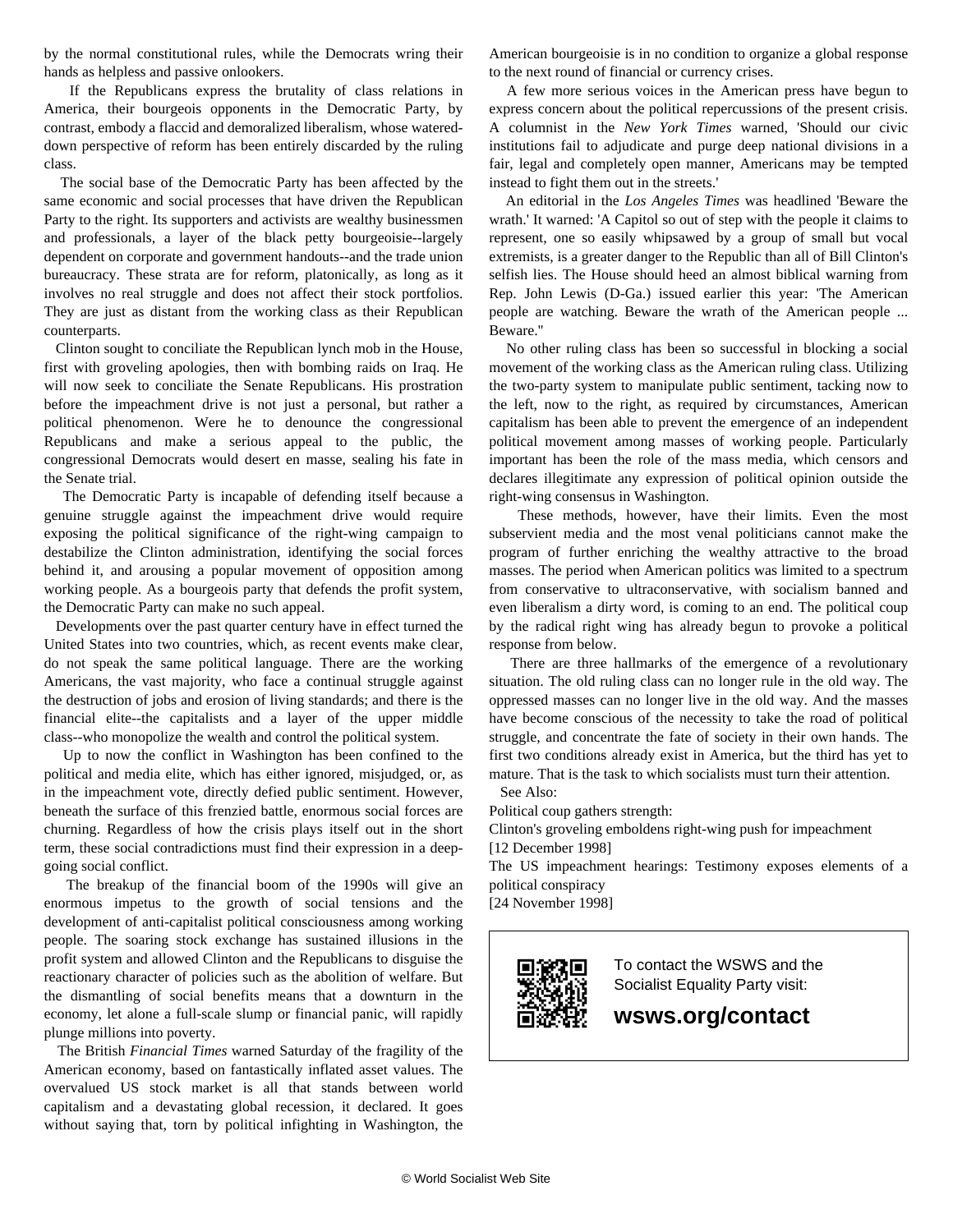by the normal constitutional rules, while the Democrats wring their hands as helpless and passive onlookers.

If the Republicans express the brutality of class relations in America, their bourgeois opponents in the Democratic Party, by contrast, embody a flaccid and demoralized liberalism, whose watered-down perspective of reform has been entirely discarded by the ruling class.

The social base of the Democratic Party has been affected by the same economic and social processes that have driven the Republican Party to the right. Its supporters and activists are wealthy businessmen and professionals, a layer of the black petty bourgeoisie--largely dependent on corporate and government handouts--and the trade union bureaucracy. These strata are for reform, platonically, as long as it involves no real struggle and does not affect their stock portfolios. They are just as distant from the working class as their Republican counterparts.

Clinton sought to conciliate the Republican lynch mob in the House, first with groveling apologies, then with bombing raids on Iraq. He will now seek to conciliate the Senate Republicans. His prostration before the impeachment drive is not just a personal, but rather a political phenomenon. Were he to denounce the congressional Republicans and make a serious appeal to the public, the congressional Democrats would desert en masse, sealing his fate in the Senate trial.

The Democratic Party is incapable of defending itself because a genuine struggle against the impeachment drive would require exposing the political significance of the right-wing campaign to destabilize the Clinton administration, identifying the social forces behind it, and arousing a popular movement of opposition among working people. As a bourgeois party that defends the profit system, the Democratic Party can make no such appeal.

Developments over the past quarter century have in effect turned the United States into two countries, which, as recent events make clear, do not speak the same political language. There are the working Americans, the vast majority, who face a continual struggle against the destruction of jobs and erosion of living standards; and there is the financial elite--the capitalists and a layer of the upper middle class--who monopolize the wealth and control the political system.

Up to now the conflict in Washington has been confined to the political and media elite, which has either ignored, misjudged, or, as in the impeachment vote, directly defied public sentiment. However, beneath the surface of this frenzied battle, enormous social forces are churning. Regardless of how the crisis plays itself out in the short term, these social contradictions must find their expression in a deep-going social conflict.

The breakup of the financial boom of the 1990s will give an enormous impetus to the growth of social tensions and the development of anti-capitalist political consciousness among working people. The soaring stock exchange has sustained illusions in the profit system and allowed Clinton and the Republicans to disguise the reactionary character of policies such as the abolition of welfare. But the dismantling of social benefits means that a downturn in the economy, let alone a full-scale slump or financial panic, will rapidly plunge millions into poverty.

The British *Financial Times* warned Saturday of the fragility of the American economy, based on fantastically inflated asset values. The overvalued US stock market is all that stands between world capitalism and a devastating global recession, it declared. It goes without saying that, torn by political infighting in Washington, the American bourgeoisie is in no condition to organize a global response to the next round of financial or currency crises.

A few more serious voices in the American press have begun to express concern about the political repercussions of the present crisis. A columnist in the *New York Times* warned, 'Should our civic institutions fail to adjudicate and purge deep national divisions in a fair, legal and completely open manner, Americans may be tempted instead to fight them out in the streets.'

An editorial in the *Los Angeles Times* was headlined 'Beware the wrath.' It warned: 'A Capitol so out of step with the people it claims to represent, one so easily whipsawed by a group of small but vocal extremists, is a greater danger to the Republic than all of Bill Clinton's selfish lies. The House should heed an almost biblical warning from Rep. John Lewis (D-Ga.) issued earlier this year: 'The American people are watching. Beware the wrath of the American people ... Beware.''

No other ruling class has been so successful in blocking a social movement of the working class as the American ruling class. Utilizing the two-party system to manipulate public sentiment, tacking now to the left, now to the right, as required by circumstances, American capitalism has been able to prevent the emergence of an independent political movement among masses of working people. Particularly important has been the role of the mass media, which censors and declares illegitimate any expression of political opinion outside the right-wing consensus in Washington.

These methods, however, have their limits. Even the most subservient media and the most venal politicians cannot make the program of further enriching the wealthy attractive to the broad masses. The period when American politics was limited to a spectrum from conservative to ultraconservative, with socialism banned and even liberalism a dirty word, is coming to an end. The political coup by the radical right wing has already begun to provoke a political response from below.

There are three hallmarks of the emergence of a revolutionary situation. The old ruling class can no longer rule in the old way. The oppressed masses can no longer live in the old way. And the masses have become conscious of the necessity to take the road of political struggle, and concentrate the fate of society in their own hands. The first two conditions already exist in America, but the third has yet to mature. That is the task to which socialists must turn their attention.

See Also:

Political coup gathers strength:
Clinton's groveling emboldens right-wing push for impeachment
[12 December 1998]

The US impeachment hearings: Testimony exposes elements of a political conspiracy
[24 November 1998]

To contact the WSWS and the Socialist Equality Party visit:

**wsws.org/contact**